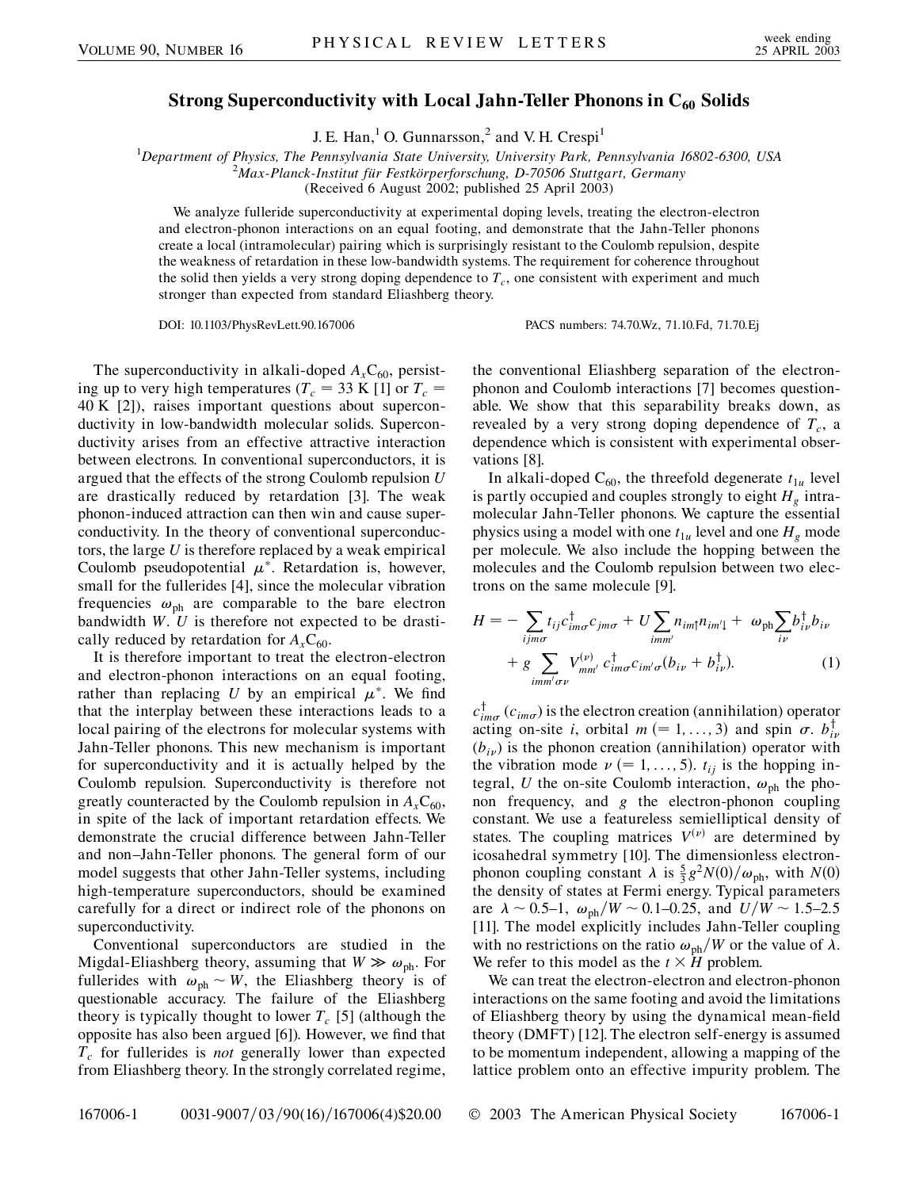# Strong Superconductivity with Local Jahn-Teller Phonons in $C_{60}$ Solids

J. E. Han,[1] O. Gunnarsson,[2] and V. H. Crespi[1]

[1]*Department of Physics, The Pennsylvania State University, University Park, Pennsylvania 16802-6300, USA*
[2]*Max-Planck-Institut für Festkörperforschung, D-70506 Stuttgart, Germany*
(Received 6 August 2002; published 25 April 2003)

We analyze fulleride superconductivity at experimental doping levels, treating the electron-electron and electron-phonon interactions on an equal footing, and demonstrate that the Jahn-Teller phonons create a local (intramolecular) pairing which is surprisingly resistant to the Coulomb repulsion, despite the weakness of retardation in these low-bandwidth systems. The requirement for coherence throughout the solid then yields a very strong doping dependence to $T_c$, one consistent with experiment and much stronger than expected from standard Eliashberg theory.

DOI: 10.1103/PhysRevLett.90.167006 PACS numbers: 74.70.Wz, 71.10.Fd, 71.70.Ej

The superconductivity in alkali-doped $A_xC_{60}$, persisting up to very high temperatures ($T_c = 33$ K [1] or $T_c = 40$ K [2]), raises important questions about superconductivity in low-bandwidth molecular solids. Superconductivity arises from an effective attractive interaction between electrons. In conventional superconductors, it is argued that the effects of the strong Coulomb repulsion $U$ are drastically reduced by retardation [3]. The weak phonon-induced attraction can then win and cause superconductivity. In the theory of conventional superconductors, the large $U$ is therefore replaced by a weak empirical Coulomb pseudopotential $\mu^*$. Retardation is, however, small for the fullerides [4], since the molecular vibration frequencies $\omega_{\text{ph}}$ are comparable to the bare electron bandwidth $W$. $U$ is therefore not expected to be drastically reduced by retardation for $A_xC_{60}$.

It is therefore important to treat the electron-electron and electron-phonon interactions on an equal footing, rather than replacing $U$ by an empirical $\mu^*$. We find that the interplay between these interactions leads to a local pairing of the electrons for molecular systems with Jahn-Teller phonons. This new mechanism is important for superconductivity and it is actually helped by the Coulomb repulsion. Superconductivity is therefore not greatly counteracted by the Coulomb repulsion in $A_xC_{60}$, in spite of the lack of important retardation effects. We demonstrate the crucial difference between Jahn-Teller and non–Jahn-Teller phonons. The general form of our model suggests that other Jahn-Teller systems, including high-temperature superconductors, should be examined carefully for a direct or indirect role of the phonons on superconductivity.

Conventional superconductors are studied in the Migdal-Eliashberg theory, assuming that $W \gg \omega_{\text{ph}}$. For fullerides with $\omega_{\text{ph}} \sim W$, the Eliashberg theory is of questionable accuracy. The failure of the Eliashberg theory is typically thought to lower $T_c$ [5] (although the opposite has also been argued [6]). However, we find that $T_c$ for fullerides is *not* generally lower than expected from Eliashberg theory. In the strongly correlated regime, the conventional Eliashberg separation of the electron-phonon and Coulomb interactions [7] becomes questionable. We show that this separability breaks down, as revealed by a very strong doping dependence of $T_c$, a dependence which is consistent with experimental observations [8].

In alkali-doped $C_{60}$, the threefold degenerate $t_{1u}$ level is partly occupied and couples strongly to eight $H_g$ intramolecular Jahn-Teller phonons. We capture the essential physics using a model with one $t_{1u}$ level and one $H_g$ mode per molecule. We also include the hopping between the molecules and the Coulomb repulsion between two electrons on the same molecule [9].

$$H = -\sum_{ijm\sigma} t_{ij} c^\dagger_{im\sigma} c_{jm\sigma} + U \sum_{imm'} n_{im\uparrow} n_{im'\downarrow} + \omega_{\text{ph}} \sum_{i\nu} b^\dagger_{i\nu} b_{i\nu} + g \sum_{imm'\sigma\nu} V^{(\nu)}_{mm'} c^\dagger_{im\sigma} c_{im'\sigma} (b_{i\nu} + b^\dagger_{i\nu}). \tag{1}$$

$c^\dagger_{im\sigma}$ ($c_{im\sigma}$) is the electron creation (annihilation) operator acting on-site $i$, orbital $m$ ($= 1, \ldots, 3$) and spin $\sigma$. $b^\dagger_{i\nu}$ ($b_{i\nu}$) is the phonon creation (annihilation) operator with the vibration mode $\nu$ ($= 1, \ldots, 5$). $t_{ij}$ is the hopping integral, $U$ the on-site Coulomb interaction, $\omega_{\text{ph}}$ the phonon frequency, and $g$ the electron-phonon coupling constant. We use a featureless semielliptical density of states. The coupling matrices $V^{(\nu)}$ are determined by icosahedral symmetry [10]. The dimensionless electron-phonon coupling constant $\lambda$ is $\frac{5}{3} g^2 N(0)/\omega_{\text{ph}}$, with $N(0)$ the density of states at Fermi energy. Typical parameters are $\lambda \sim 0.5$–$1$, $\omega_{\text{ph}}/W \sim 0.1$–$0.25$, and $U/W \sim 1.5$–$2.5$ [11]. The model explicitly includes Jahn-Teller coupling with no restrictions on the ratio $\omega_{\text{ph}}/W$ or the value of $\lambda$. We refer to this model as the $t \times H$ problem.

We can treat the electron-electron and electron-phonon interactions on the same footing and avoid the limitations of Eliashberg theory by using the dynamical mean-field theory (DMFT) [12]. The electron self-energy is assumed to be momentum independent, allowing a mapping of the lattice problem onto an effective impurity problem. The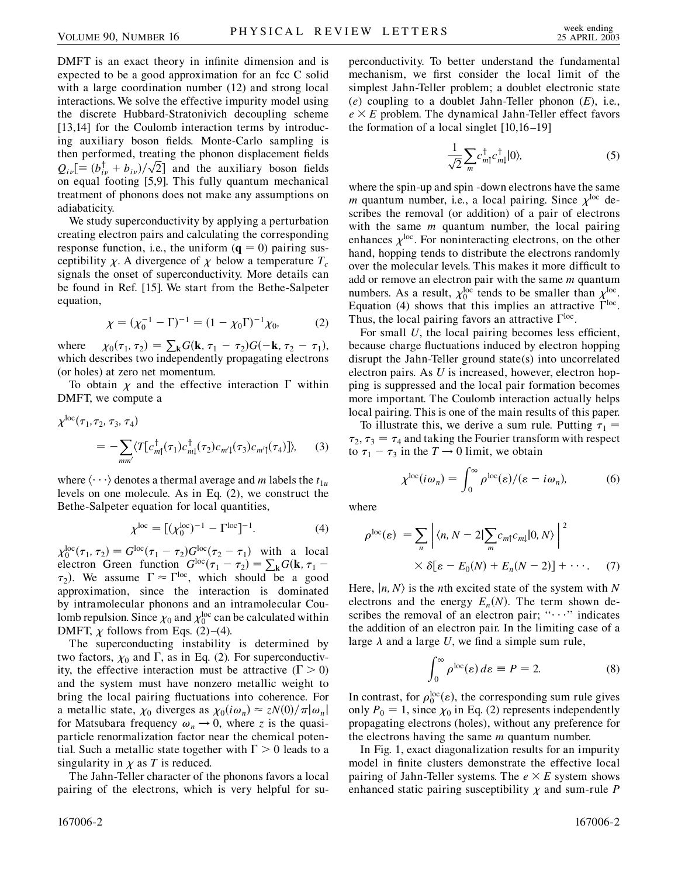DMFT is an exact theory in infinite dimension and is expected to be a good approximation for an fcc C solid with a large coordination number (12) and strong local interactions. We solve the effective impurity model using the discrete Hubbard-Stratonivich decoupling scheme [13,14] for the Coulomb interaction terms by introducing auxiliary boson fields. Monte-Carlo sampling is then performed, treating the phonon displacement fields $Q_{i\nu}[\equiv (b_{i\nu}^{\dagger} + b_{i\nu})/\sqrt{2}]$ and the auxiliary boson fields on equal footing [5,9]. This fully quantum mechanical treatment of phonons does not make any assumptions on adiabaticity.

We study superconductivity by applying a perturbation creating electron pairs and calculating the corresponding response function, i.e., the uniform ($\mathbf{q} = 0$) pairing susceptibility $\chi$. A divergence of $\chi$ below a temperature $T_c$ signals the onset of superconductivity. More details can be found in Ref. [15]. We start from the Bethe-Salpeter equation,

$$\chi = (\chi_0^{-1} - \Gamma)^{-1} = (1 - \chi_0 \Gamma)^{-1} \chi_0, \tag{2}$$

where $\chi_0(\tau_1, \tau_2) = \sum_{\mathbf{k}} G(\mathbf{k}, \tau_1 - \tau_2) G(-\mathbf{k}, \tau_2 - \tau_1)$, which describes two independently propagating electrons (or holes) at zero net momentum.

To obtain $\chi$ and the effective interaction $\Gamma$ within DMFT, we compute a

$$\chi^{\text{loc}}(\tau_1, \tau_2, \tau_3, \tau_4) = -\sum_{mm'} \langle T[c_{m\uparrow}^{\dagger}(\tau_1) c_{m\downarrow}^{\dagger}(\tau_2) c_{m'\downarrow}(\tau_3) c_{m'\uparrow}(\tau_4)] \rangle, \tag{3}$$

where $\langle \cdots \rangle$ denotes a thermal average and $m$ labels the $t_{1u}$ levels on one molecule. As in Eq. (2), we construct the Bethe-Salpeter equation for local quantities,

$$\chi^{\text{loc}} = [(\chi_0^{\text{loc}})^{-1} - \Gamma^{\text{loc}}]^{-1}. \tag{4}$$

$\chi_0^{\text{loc}}(\tau_1, \tau_2) = G^{\text{loc}}(\tau_1 - \tau_2) G^{\text{loc}}(\tau_2 - \tau_1)$ with a local electron Green function $G^{\text{loc}}(\tau_1 - \tau_2) = \sum_{\mathbf{k}} G(\mathbf{k}, \tau_1 - \tau_2)$. We assume $\Gamma \approx \Gamma^{\text{loc}}$, which should be a good approximation, since the interaction is dominated by intramolecular phonons and an intramolecular Coulomb repulsion. Since $\chi_0$ and $\chi_0^{\text{loc}}$ can be calculated within DMFT, $\chi$ follows from Eqs. (2)–(4).

The superconducting instability is determined by two factors, $\chi_0$ and $\Gamma$, as in Eq. (2). For superconductivity, the effective interaction must be attractive ($\Gamma > 0$) and the system must have nonzero metallic weight to bring the local pairing fluctuations into coherence. For a metallic state, $\chi_0$ diverges as $\chi_0(i\omega_n) \approx zN(0)/\pi|\omega_n|$ for Matsubara frequency $\omega_n \to 0$, where $z$ is the quasiparticle renormalization factor near the chemical potential. Such a metallic state together with $\Gamma > 0$ leads to a singularity in $\chi$ as $T$ is reduced.

The Jahn-Teller character of the phonons favors a local pairing of the electrons, which is very helpful for superconductivity. To better understand the fundamental mechanism, we first consider the local limit of the simplest Jahn-Teller problem; a doublet electronic state ($e$) coupling to a doublet Jahn-Teller phonon ($E$), i.e., $e \times E$ problem. The dynamical Jahn-Teller effect favors the formation of a local singlet [10,16–19]

$$\frac{1}{\sqrt{2}} \sum_m c_{m\uparrow}^{\dagger} c_{m\downarrow}^{\dagger} |0\rangle, \tag{5}$$

where the spin-up and spin -down electrons have the same $m$ quantum number, i.e., a local pairing. Since $\chi^{\text{loc}}$ describes the removal (or addition) of a pair of electrons with the same $m$ quantum number, the local pairing enhances $\chi^{\text{loc}}$. For noninteracting electrons, on the other hand, hopping tends to distribute the electrons randomly over the molecular levels. This makes it more difficult to add or remove an electron pair with the same $m$ quantum numbers. As a result, $\chi_0^{\text{loc}}$ tends to be smaller than $\chi^{\text{loc}}$. Equation (4) shows that this implies an attractive $\Gamma^{\text{loc}}$. Thus, the local pairing favors an attractive $\Gamma^{\text{loc}}$.

For small $U$, the local pairing becomes less efficient, because charge fluctuations induced by electron hopping disrupt the Jahn-Teller ground state(s) into uncorrelated electron pairs. As $U$ is increased, however, electron hopping is suppressed and the local pair formation becomes more important. The Coulomb interaction actually helps local pairing. This is one of the main results of this paper.

To illustrate this, we derive a sum rule. Putting $\tau_1 = \tau_2$, $\tau_3 = \tau_4$ and taking the Fourier transform with respect to $\tau_1 - \tau_3$ in the $T \to 0$ limit, we obtain

$$\chi^{\text{loc}}(i\omega_n) = \int_0^{\infty} \rho^{\text{loc}}(\varepsilon)/(\varepsilon - i\omega_n), \tag{6}$$

where

$$\rho^{\text{loc}}(\varepsilon) = \sum_n \left| \langle n, N-2 | \sum_m c_{m\uparrow} c_{m\downarrow} | 0, N \rangle \right|^2 \times \delta[\varepsilon - E_0(N) + E_n(N-2)] + \cdots. \tag{7}$$

Here, $|n, N\rangle$ is the $n$th excited state of the system with $N$ electrons and the energy $E_n(N)$. The term shown describes the removal of an electron pair; "$\cdots$" indicates the addition of an electron pair. In the limiting case of a large $\lambda$ and a large $U$, we find a simple sum rule,

$$\int_0^{\infty} \rho^{\text{loc}}(\varepsilon) \, d\varepsilon \equiv P = 2. \tag{8}$$

In contrast, for $\rho_0^{\text{loc}}(\varepsilon)$, the corresponding sum rule gives only $P_0 = 1$, since $\chi_0$ in Eq. (2) represents independently propagating electrons (holes), without any preference for the electrons having the same $m$ quantum number.

In Fig. 1, exact diagonalization results for an impurity model in finite clusters demonstrate the effective local pairing of Jahn-Teller systems. The $e \times E$ system shows enhanced static pairing susceptibility $\chi$ and sum-rule $P$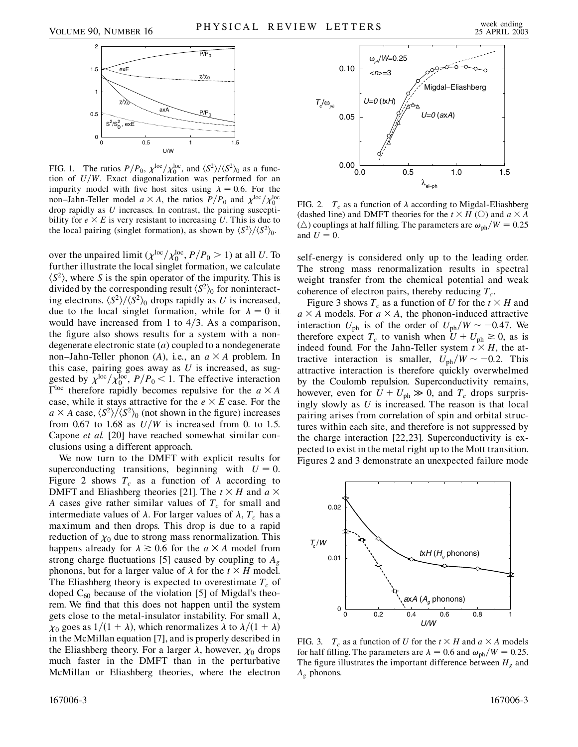FIG. 1. The ratios $P/P_0$, $\chi^{\rm loc}/\chi_0^{\rm loc}$, and $\langle S^2\rangle/\langle S^2\rangle_0$ as a function of $U/W$. Exact diagonalization was performed for an impurity model with five host sites using $\lambda = 0.6$. For the non–Jahn-Teller model $a \times A$, the ratios $P/P_0$ and $\chi^{\rm loc}/\chi_0^{\rm loc}$ drop rapidly as $U$ increases. In contrast, the pairing susceptibility for $e \times E$ is very resistant to increasing $U$. This is due to the local pairing (singlet formation), as shown by $\langle S^2\rangle/\langle S^2\rangle_0$.

over the unpaired limit ($\chi^{\rm loc}/\chi_0^{\rm loc}$, $P/P_0 > 1$) at all $U$. To further illustrate the local singlet formation, we calculate $\langle S^2\rangle$, where $S$ is the spin operator of the impurity. This is divided by the corresponding result $\langle S^2\rangle_0$ for noninteracting electrons. $\langle S^2\rangle/\langle S^2\rangle_0$ drops rapidly as $U$ is increased, due to the local singlet formation, while for $\lambda = 0$ it would have increased from 1 to 4/3. As a comparison, the figure also shows results for a system with a nondegenerate electronic state ($a$) coupled to a nondegenerate non–Jahn-Teller phonon ($A$), i.e., an $a \times A$ problem. In this case, pairing goes away as $U$ is increased, as suggested by $\chi^{\rm loc}/\chi_0^{\rm loc}$, $P/P_0 < 1$. The effective interaction $\Gamma^{\rm loc}$ therefore rapidly becomes repulsive for the $a \times A$ case, while it stays attractive for the $e \times E$ case. For the $a \times A$ case, $\langle S^2\rangle/\langle S^2\rangle_0$ (not shown in the figure) increases from 0.67 to 1.68 as $U/W$ is increased from 0. to 1.5. Capone *et al.* [20] have reached somewhat similar conclusions using a different approach.

We now turn to the DMFT with explicit results for superconducting transitions, beginning with $U = 0$. Figure 2 shows $T_c$ as a function of $\lambda$ according to DMFT and Eliashberg theories [21]. The $t \times H$ and $a \times A$ cases give rather similar values of $T_c$ for small and intermediate values of $\lambda$. For larger values of $\lambda$, $T_c$ has a maximum and then drops. This drop is due to a rapid reduction of $\chi_0$ due to strong mass renormalization. This happens already for $\lambda \gtrsim 0.6$ for the $a \times A$ model from strong charge fluctuations [5] caused by coupling to $A_g$ phonons, but for a larger value of $\lambda$ for the $t \times H$ model. The Eliashberg theory is expected to overestimate $T_c$ of doped $C_{60}$ because of the violation [5] of Migdal's theorem. We find that this does not happen until the system gets close to the metal-insulator instability. For small $\lambda$, $\chi_0$ goes as $1/(1 + \lambda)$, which renormalizes $\lambda$ to $\lambda/(1 + \lambda)$ in the McMillan equation [7], and is properly described in the Eliashberg theory. For a larger $\lambda$, however, $\chi_0$ drops much faster in the DMFT than in the perturbative McMillan or Eliashberg theories, where the electron self-energy is considered only up to the leading order. The strong mass renormalization results in spectral weight transfer from the chemical potential and weak coherence of electron pairs, thereby reducing $T_c$.

FIG. 2. $T_c$ as a function of $\lambda$ according to Migdal-Eliashberg (dashed line) and DMFT theories for the $t \times H$ (○) and $a \times A$ (△) couplings at half filling. The parameters are $\omega_{\rm ph}/W = 0.25$ and $U = 0$.

Figure 3 shows $T_c$ as a function of $U$ for the $t \times H$ and $a \times A$ models. For $a \times A$, the phonon-induced attractive interaction $U_{\rm ph}$ is of the order of $U_{\rm ph}/W \sim -0.47$. We therefore expect $T_c$ to vanish when $U + U_{\rm ph} \gtrsim 0$, as is indeed found. For the Jahn-Teller system $t \times H$, the attractive interaction is smaller, $U_{\rm ph}/W \sim -0.2$. This attractive interaction is therefore quickly overwhelmed by the Coulomb repulsion. Superconductivity remains, however, even for $U + U_{\rm ph} \gg 0$, and $T_c$ drops surprisingly slowly as $U$ is increased. The reason is that local pairing arises from correlation of spin and orbital structures within each site, and therefore is not suppressed by the charge interaction [22,23]. Superconductivity is expected to exist in the metal right up to the Mott transition. Figures 2 and 3 demonstrate an unexpected failure mode

FIG. 3. $T_c$ as a function of $U$ for the $t \times H$ and $a \times A$ models for half filling. The parameters are $\lambda = 0.6$ and $\omega_{\rm ph}/W = 0.25$. The figure illustrates the important difference between $H_g$ and $A_g$ phonons.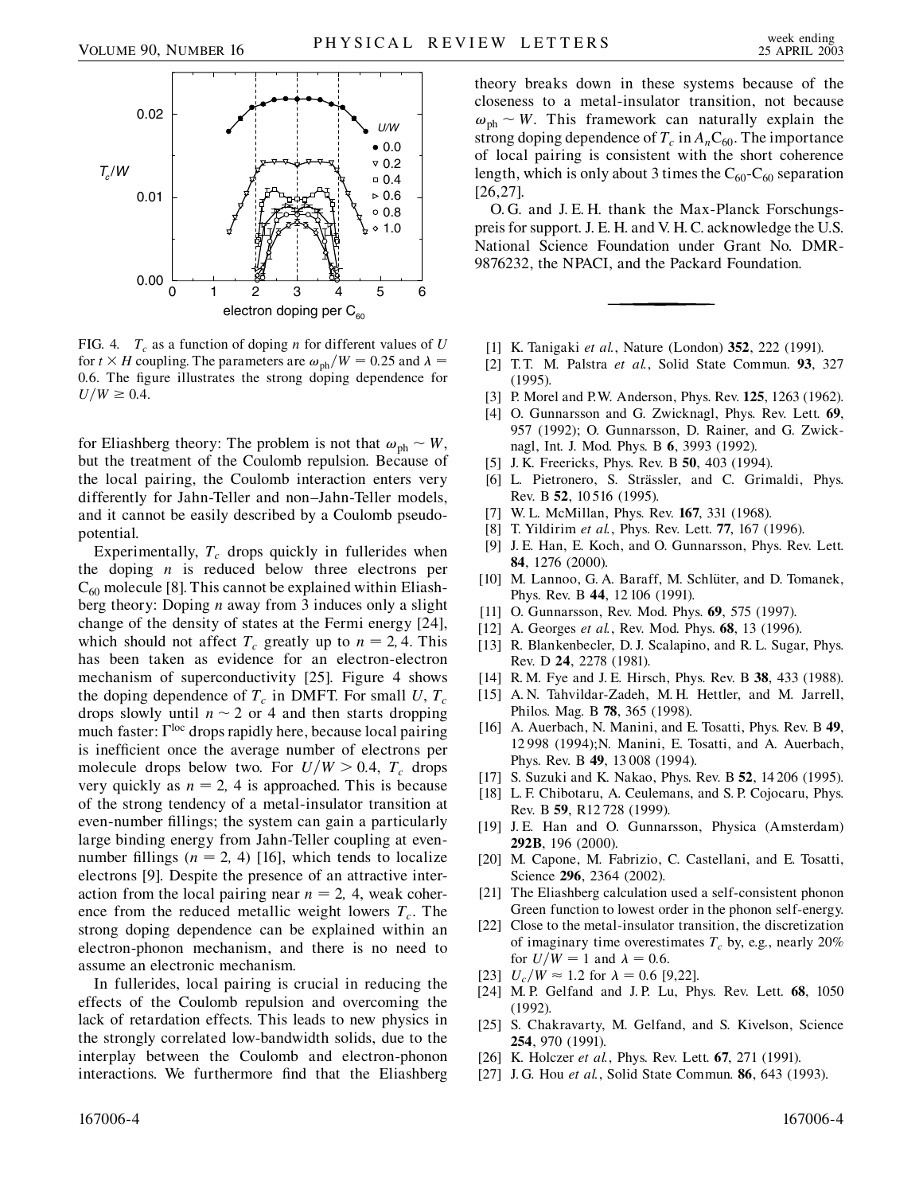$T_c/W$

0.02

0.01

0.00

0 1 2 3 4 5 6

electron doping per $C_{60}$

U/W

0.0

0.2

0.4

0.6

0.8

1.0

FIG. 4. $T_c$ as a function of doping $n$ for different values of $U$ for $t \times H$ coupling. The parameters are $\omega_{ph}/W = 0.25$ and $\lambda = 0.6$. The figure illustrates the strong doping dependence for $U/W \geq 0.4$.

for Eliashberg theory: The problem is not that $\omega_{ph} \sim W$, but the treatment of the Coulomb repulsion. Because of the local pairing, the Coulomb interaction enters very differently for Jahn-Teller and non–Jahn-Teller models, and it cannot be easily described by a Coulomb pseudopotential.

Experimentally, $T_c$ drops quickly in fullerides when the doping $n$ is reduced below three electrons per $C_{60}$ molecule [8]. This cannot be explained within Eliashberg theory: Doping $n$ away from 3 induces only a slight change of the density of states at the Fermi energy [24], which should not affect $T_c$ greatly up to $n = 2, 4$. This has been taken as evidence for an electron-electron mechanism of superconductivity [25]. Figure 4 shows the doping dependence of $T_c$ in DMFT. For small $U$, $T_c$ drops slowly until $n \sim 2$ or 4 and then starts dropping much faster: $\Gamma^{loc}$ drops rapidly here, because local pairing is inefficient once the average number of electrons per molecule drops below two. For $U/W > 0.4$, $T_c$ drops very quickly as $n = 2, 4$ is approached. This is because of the strong tendency of a metal-insulator transition at even-number fillings; the system can gain a particularly large binding energy from Jahn-Teller coupling at even-number fillings ($n = 2, 4$) [16], which tends to localize electrons [9]. Despite the presence of an attractive interaction from the local pairing near $n = 2, 4$, weak coherence from the reduced metallic weight lowers $T_c$. The strong doping dependence can be explained within an electron-phonon mechanism, and there is no need to assume an electronic mechanism.

In fullerides, local pairing is crucial in reducing the effects of the Coulomb repulsion and overcoming the lack of retardation effects. This leads to new physics in the strongly correlated low-bandwidth solids, due to the interplay between the Coulomb and electron-phonon interactions. We furthermore find that the Eliashberg theory breaks down in these systems because of the closeness to a metal-insulator transition, not because $\omega_{ph} \sim W$. This framework can naturally explain the strong doping dependence of $T_c$ in $A_nC_{60}$. The importance of local pairing is consistent with the short coherence length, which is only about 3 times the $C_{60}$-$C_{60}$ separation [26,27].

O. G. and J. E. H. thank the Max-Planck Forschungspreis for support. J. E. H. and V. H. C. acknowledge the U.S. National Science Foundation under Grant No. DMR-9876232, the NPACI, and the Packard Foundation.

---

[1] K. Tanigaki *et al.*, Nature (London) **352**, 222 (1991).

[2] T. T. M. Palstra *et al.*, Solid State Commun. **93**, 327 (1995).

[3] P. Morel and P. W. Anderson, Phys. Rev. **125**, 1263 (1962).

[4] O. Gunnarsson and G. Zwicknagl, Phys. Rev. Lett. **69**, 957 (1992); O. Gunnarsson, D. Rainer, and G. Zwicknagl, Int. J. Mod. Phys. B **6**, 3993 (1992).

[5] J. K. Freericks, Phys. Rev. B **50**, 403 (1994).

[6] L. Pietronero, S. Strässler, and C. Grimaldi, Phys. Rev. B **52**, 10 516 (1995).

[7] W. L. McMillan, Phys. Rev. **167**, 331 (1968).

[8] T. Yildirim *et al.*, Phys. Rev. Lett. **77**, 167 (1996).

[9] J. E. Han, E. Koch, and O. Gunnarsson, Phys. Rev. Lett. **84**, 1276 (2000).

[10] M. Lannoo, G. A. Baraff, M. Schlüter, and D. Tomanek, Phys. Rev. B **44**, 12 106 (1991).

[11] O. Gunnarsson, Rev. Mod. Phys. **69**, 575 (1997).

[12] A. Georges *et al.*, Rev. Mod. Phys. **68**, 13 (1996).

[13] R. Blankenbecler, D. J. Scalapino, and R. L. Sugar, Phys. Rev. D **24**, 2278 (1981).

[14] R. M. Fye and J. E. Hirsch, Phys. Rev. B **38**, 433 (1988).

[15] A. N. Tahvildar-Zadeh, M. H. Hettler, and M. Jarrell, Philos. Mag. B **78**, 365 (1998).

[16] A. Auerbach, N. Manini, and E. Tosatti, Phys. Rev. B **49**, 12 998 (1994); N. Manini, E. Tosatti, and A. Auerbach, Phys. Rev. B **49**, 13 008 (1994).

[17] S. Suzuki and K. Nakao, Phys. Rev. B **52**, 14 206 (1995).

[18] L. F. Chibotaru, A. Ceulemans, and S. P. Cojocaru, Phys. Rev. B **59**, R12 728 (1999).

[19] J. E. Han and O. Gunnarsson, Physica (Amsterdam) **292B**, 196 (2000).

[20] M. Capone, M. Fabrizio, C. Castellani, and E. Tosatti, Science **296**, 2364 (2002).

[21] The Eliashberg calculation used a self-consistent phonon Green function to lowest order in the phonon self-energy.

[22] Close to the metal-insulator transition, the discretization of imaginary time overestimates $T_c$ by, e.g., nearly 20% for $U/W = 1$ and $\lambda = 0.6$.

[23] $U_c/W \approx 1.2$ for $\lambda = 0.6$ [9,22].

[24] M. P. Gelfand and J. P. Lu, Phys. Rev. Lett. **68**, 1050 (1992).

[25] S. Chakravarty, M. Gelfand, and S. Kivelson, Science **254**, 970 (1991).

[26] K. Holczer *et al.*, Phys. Rev. Lett. **67**, 271 (1991).

[27] J. G. Hou *et al.*, Solid State Commun. **86**, 643 (1993).